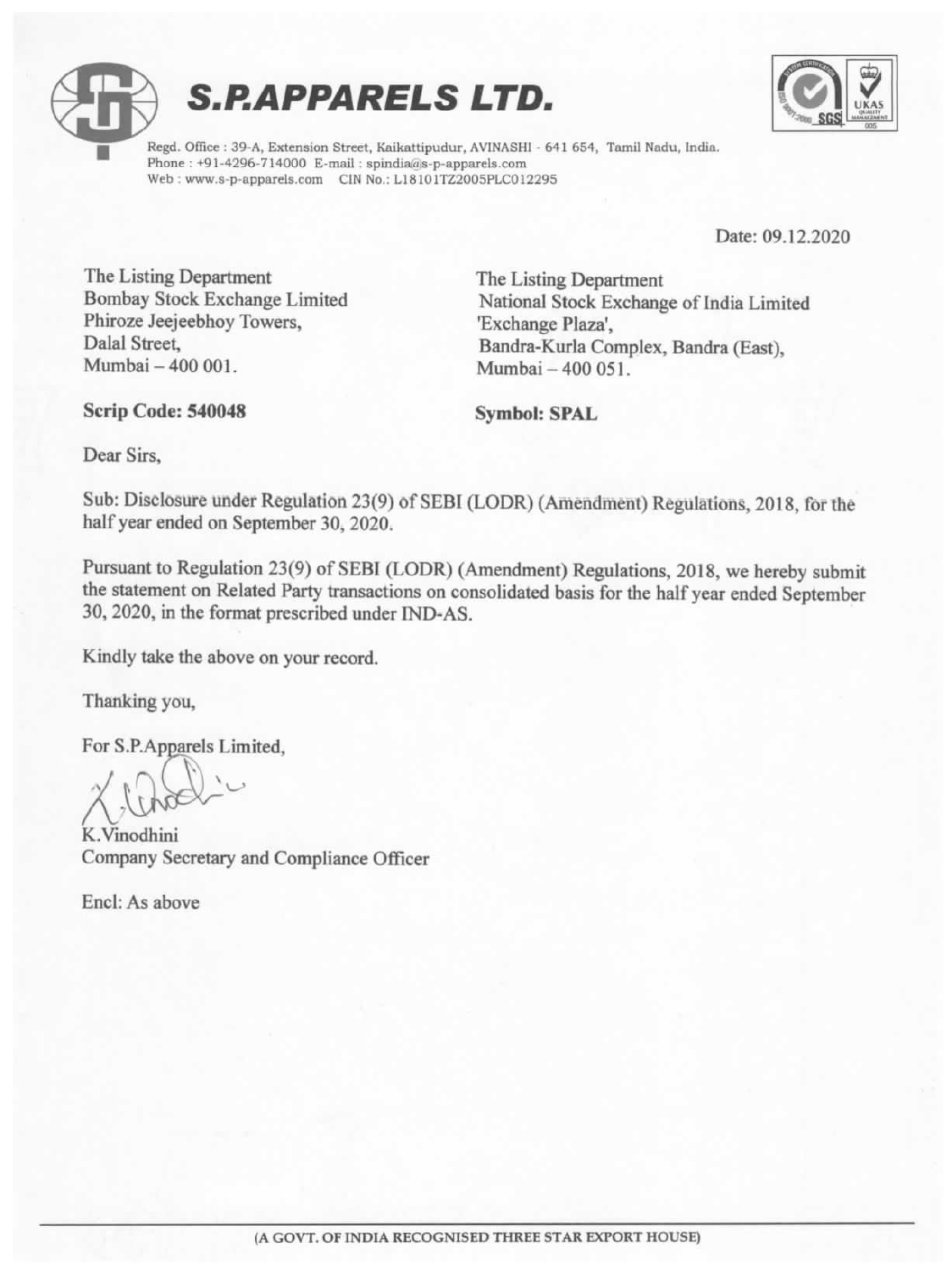# S.P.APPAREL​S LTD.

Regd. Office : 39-A, Extension Street, Kaikattipudur, AVINASHI - 641 654, Tamil Nadu, India.
Phone : +91-4296-714000 E-mail : spindia@s-p-apparels.com
Web : www.s-p-apparels.com CIN No.: L18101TZ2005PLC012295

Date: 09.12.2020

The Listing Department
Bombay Stock Exchange Limited
Phiroze Jeejeebhoy Towers,
Dalal Street,
Mumbai – 400 001.

**Scrip Code: 540048**

The Listing Department
National Stock Exchange of India Limited
'Exchange Plaza',
Bandra-Kurla Complex, Bandra (East),
Mumbai – 400 051.

**Symbol: SPAL**

Dear Sirs,

Sub: Disclosure under Regulation 23(9) of SEBI (LODR) (Amendment) Regulations, 2018, for the half year ended on September 30, 2020.

Pursuant to Regulation 23(9) of SEBI (LODR) (Amendment) Regulations, 2018, we hereby submit the statement on Related Party transactions on consolidated basis for the half year ended September 30, 2020, in the format prescribed under IND-AS.

Kindly take the above on your record.

Thanking you,

For S.P.Apparels Limited,

K.Vinodhini
Company Secretary and Compliance Officer

Encl: As above

(A GOVT. OF INDIA RECOGNISED THREE STAR EXPORT HOUSE)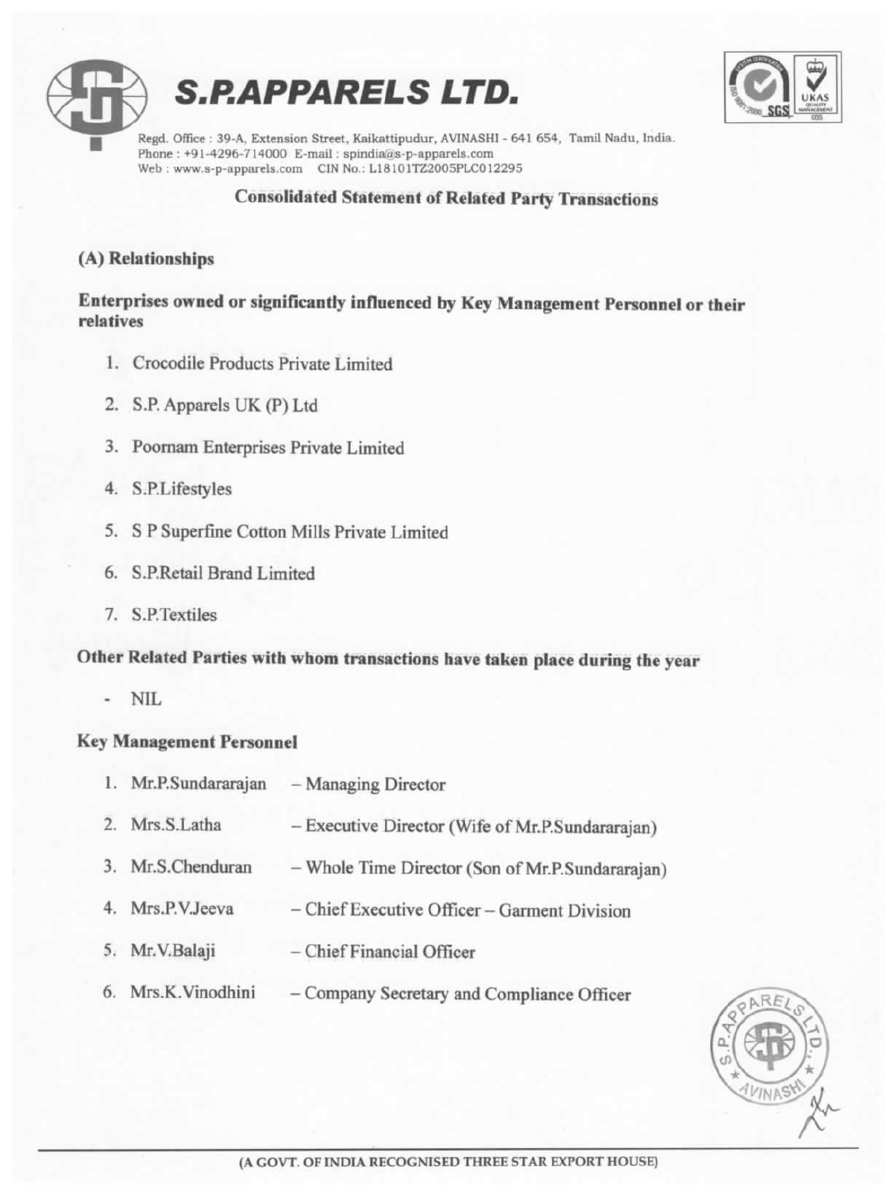# S.P.APPARELS LTD.

Regd. Office : 39-A, Extension Street, Kaikattipudur, AVINASHI - 641 654, Tamil Nadu, India.
Phone : +91-4296-714000 E-mail : spindia@s-p-apparels.com
Web : www.s-p-apparels.com CIN No.: L18101TZ2005PLC012295

## Consolidated Statement of Related Party Transactions

### (A) Relationships

**Enterprises owned or significantly influenced by Key Management Personnel or their relatives**

1. Crocodile Products Private Limited
2. S.P. Apparels UK (P) Ltd
3. Poornam Enterprises Private Limited
4. S.P.Lifestyles
5. S P Superfine Cotton Mills Private Limited
6. S.P.Retail Brand Limited
7. S.P.Textiles

**Other Related Parties with whom transactions have taken place during the year**

- NIL

**Key Management Personnel**

1. Mr.P.Sundararajan – Managing Director
2. Mrs.S.Latha – Executive Director (Wife of Mr.P.Sundararajan)
3. Mr.S.Chenduran – Whole Time Director (Son of Mr.P.Sundararajan)
4. Mrs.P.V.Jeeva – Chief Executive Officer – Garment Division
5. Mr.V.Balaji – Chief Financial Officer
6. Mrs.K.Vinodhini – Company Secretary and Compliance Officer

(A GOVT. OF INDIA RECOGNISED THREE STAR EXPORT HOUSE)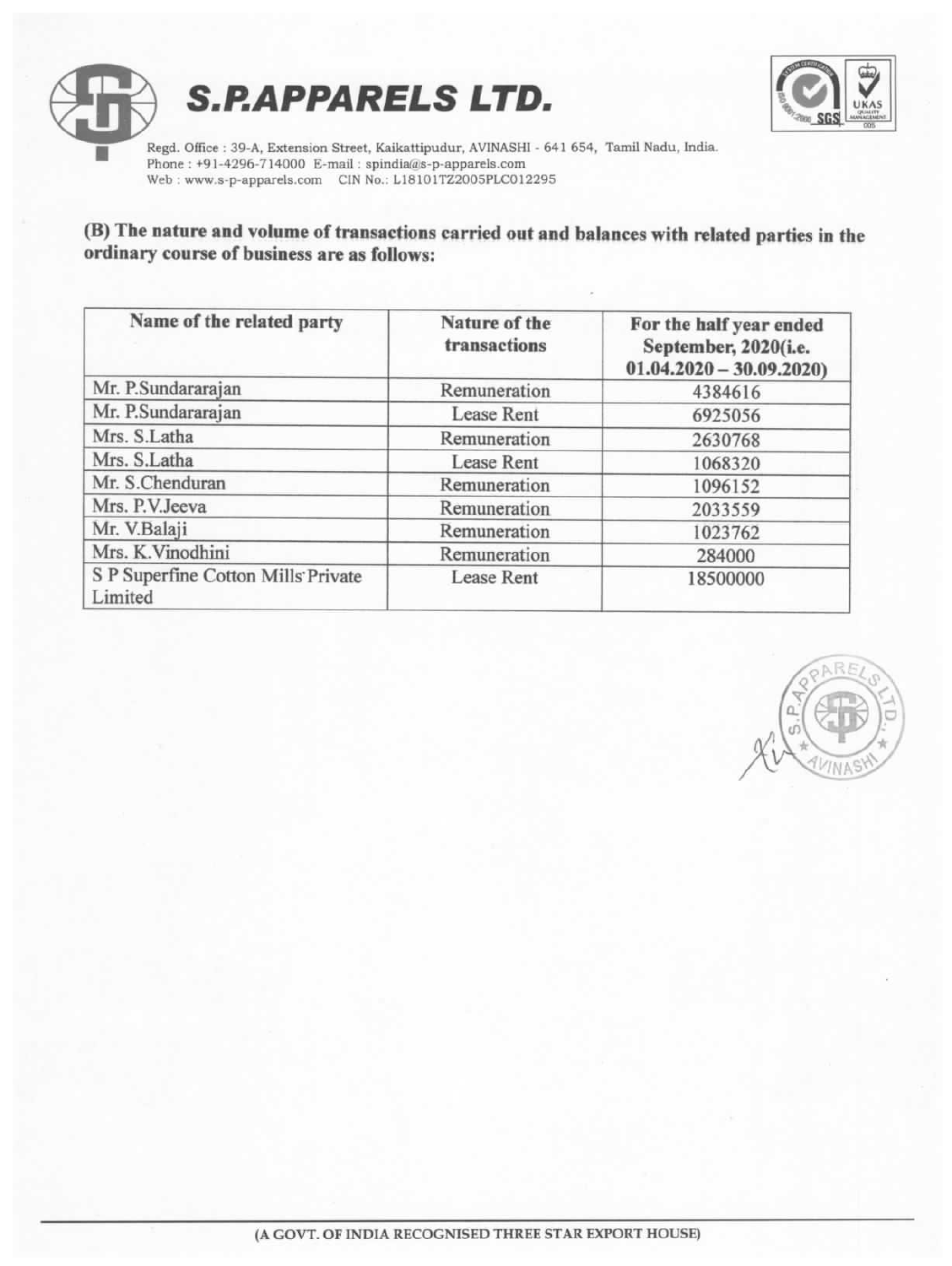# S.P.APPAREALS LTD.

Regd. Office : 39-A, Extension Street, Kaikattipudur, AVINASHI - 641 654, Tamil Nadu, India.
Phone : +91-4296-714000 E-mail : spindia@s-p-apparels.com
Web : www.s-p-apparels.com CIN No.: L18101TZ2005PLC012295

**(B) The nature and volume of transactions carried out and balances with related parties in the ordinary course of business are as follows:**

| Name of the related party | Nature of the transactions | For the half year ended September, 2020(i.e. 01.04.2020 – 30.09.2020) |
|---|---|---|
| Mr. P.Sundararajan | Remuneration | 4384616 |
| Mr. P.Sundararajan | Lease Rent | 6925056 |
| Mrs. S.Latha | Remuneration | 2630768 |
| Mrs. S.Latha | Lease Rent | 1068320 |
| Mr. S.Chenduran | Remuneration | 1096152 |
| Mrs. P.V.Jeeva | Remuneration | 2033559 |
| Mr. V.Balaji | Remuneration | 1023762 |
| Mrs. K.Vinodhini | Remuneration | 284000 |
| S P Superfine Cotton Mills Private Limited | Lease Rent | 18500000 |

(A GOVT. OF INDIA RECOGNISED THREE STAR EXPORT HOUSE)